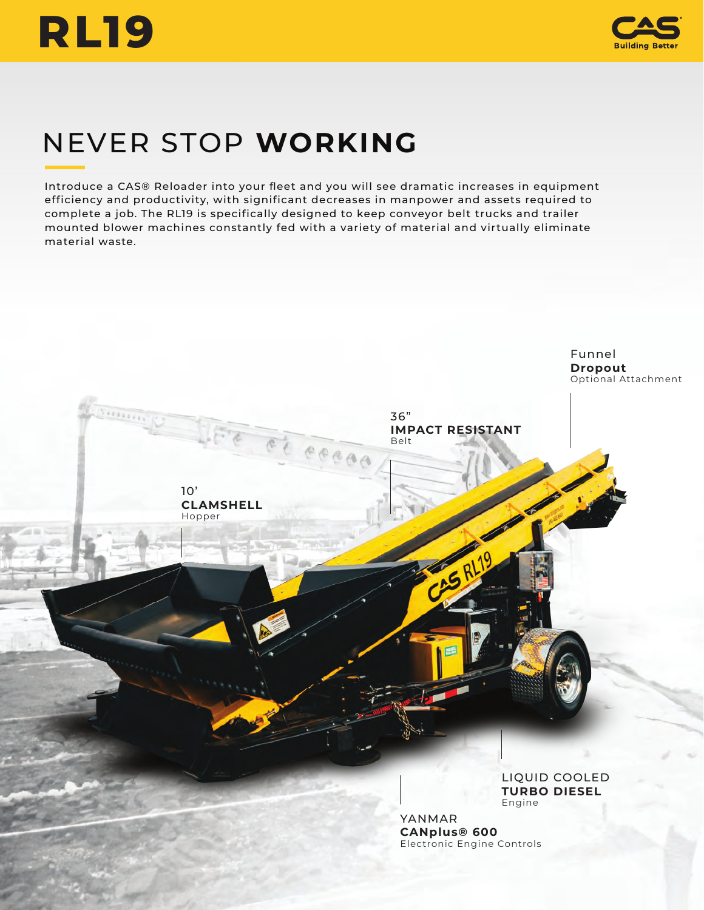# RL19

CAS
Building Better

## NEVER STOP **WORKING**

Introduce a CAS® Reloader into your fleet and you will see dramatic increases in equipment efficiency and productivity, with significant decreases in manpower and assets required to complete a job. The RL19 is specifically designed to keep conveyor belt trucks and trailer mounted blower machines constantly fed with a variety of material and virtually eliminate material waste.

Funnel
**Dropout**
Optional Attachment

36"
**IMPACT RESISTANT**
Belt

10'
**CLAMSHELL**
Hopper

LIQUID COOLED
**TURBO DIESEL**
Engine

YANMAR
**CANplus® 600**
Electronic Engine Controls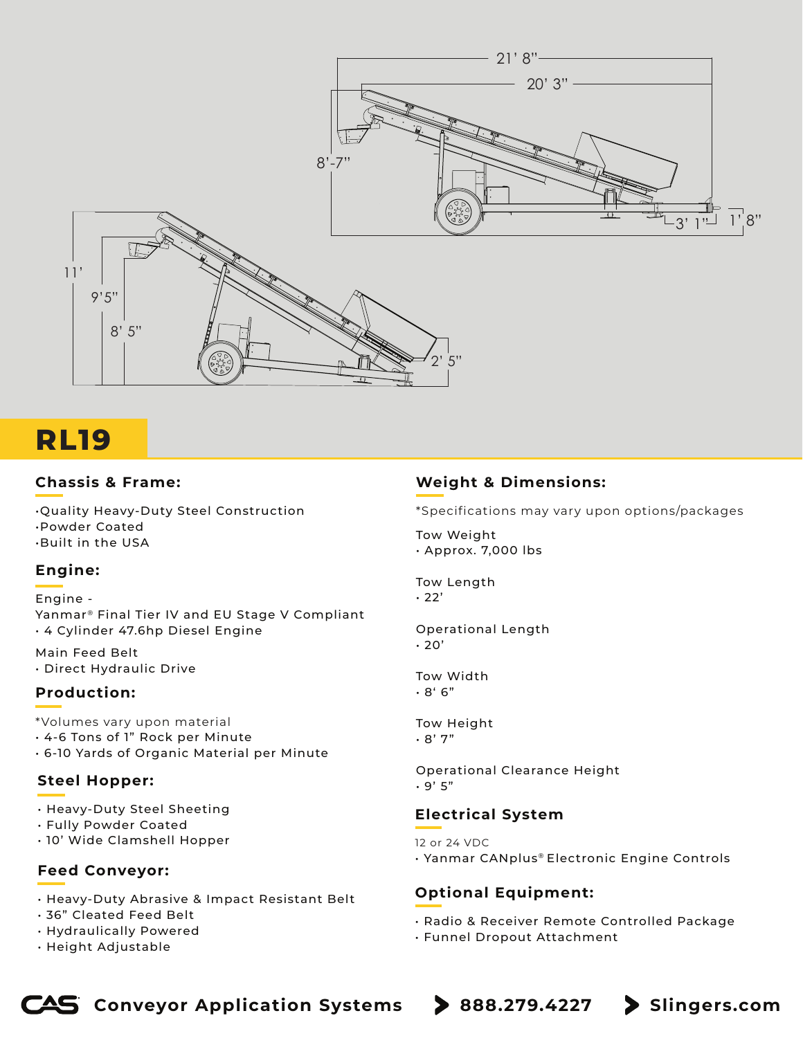21' 8"

20' 3"

8'-7"

3' 1"

1' 8"

11'

9'5"

8' 5"

2' 5"

# RL19

## Chassis & Frame:

- Quality Heavy-Duty Steel Construction
- Powder Coated
- Built in the USA

## Engine:

Engine -
Yanmar® Final Tier IV and EU Stage V Compliant
- 4 Cylinder 47.6hp Diesel Engine

Main Feed Belt
- Direct Hydraulic Drive

## Production:

*Volumes vary upon material
- 4-6 Tons of 1" Rock per Minute
- 6-10 Yards of Organic Material per Minute

## Steel Hopper:

- Heavy-Duty Steel Sheeting
- Fully Powder Coated
- 10' Wide Clamshell Hopper

## Feed Conveyor:

- Heavy-Duty Abrasive & Impact Resistant Belt
- 36" Cleated Feed Belt
- Hydraulically Powered
- Height Adjustable

## Weight & Dimensions:

*Specifications may vary upon options/packages

Tow Weight
- Approx. 7,000 lbs

Tow Length
- 22'

Operational Length
- 20'

Tow Width
- 8' 6"

Tow Height
- 8' 7"

Operational Clearance Height
- 9' 5"

## Electrical System

12 or 24 VDC
- Yanmar CANplus® Electronic Engine Controls

## Optional Equipment:

- Radio & Receiver Remote Controlled Package
- Funnel Dropout Attachment

CAS Conveyor Application Systems 888.279.4227 Slingers.com